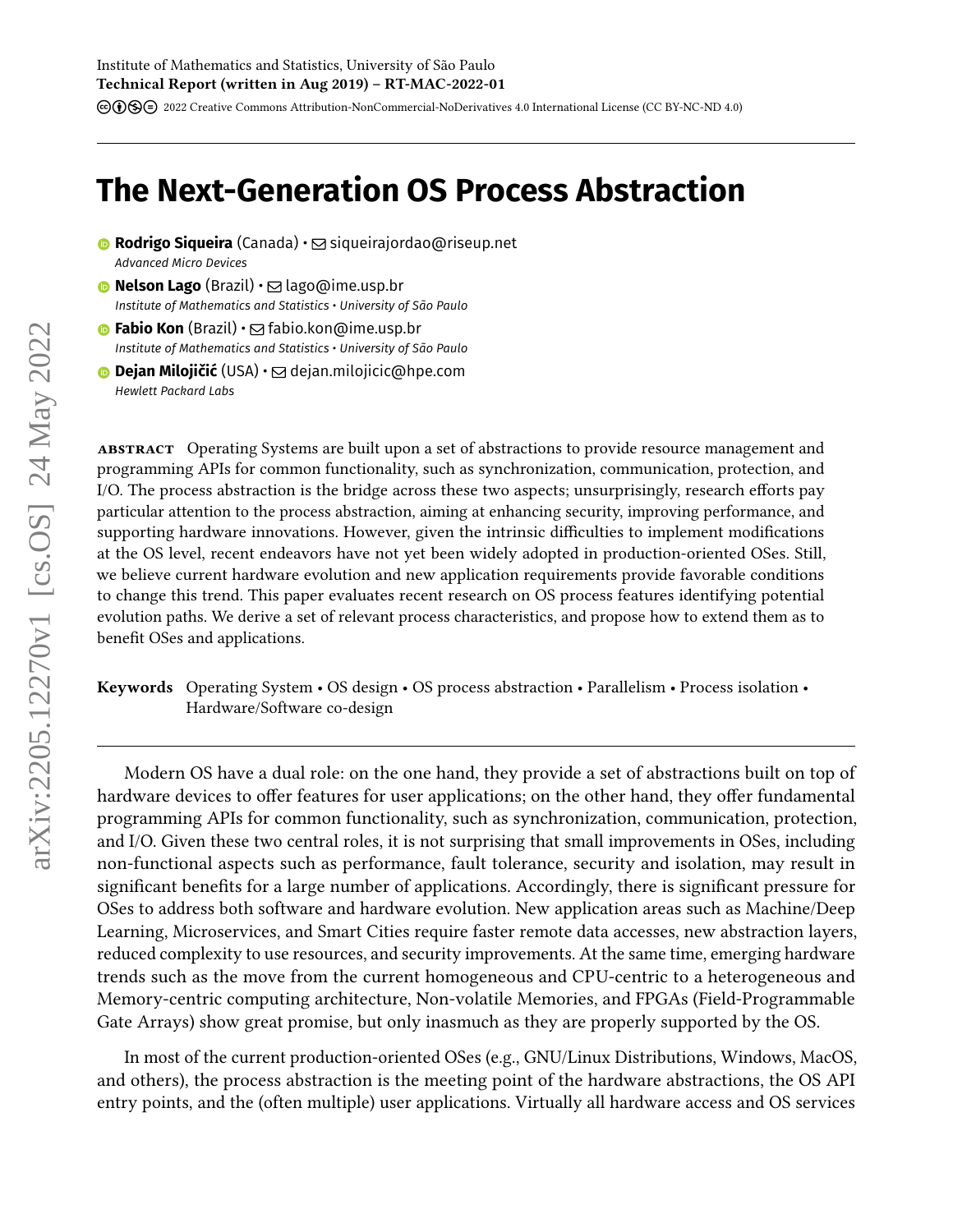Institute of Mathematics and Statistics, University of São Paulo
**Technical Report (written in Aug 2019) – RT-MAC-2022-01**

2022 Creative Commons Attribution-NonCommercial-NoDerivatives 4.0 International License (CC BY-NC-ND 4.0)

---

# The Next-Generation OS Process Abstraction

**Rodrigo Siqueira** (Canada) • siqueirajordao@riseup.net
*Advanced Micro Devices*

**Nelson Lago** (Brazil) • lago@ime.usp.br
*Institute of Mathematics and Statistics • University of São Paulo*

**Fabio Kon** (Brazil) • fabio.kon@ime.usp.br
*Institute of Mathematics and Statistics • University of São Paulo*

**Dejan Milojičić** (USA) • dejan.milojicic@hpe.com
*Hewlett Packard Labs*

**ABSTRACT** Operating Systems are built upon a set of abstractions to provide resource management and programming APIs for common functionality, such as synchronization, communication, protection, and I/O. The process abstraction is the bridge across these two aspects; unsurprisingly, research efforts pay particular attention to the process abstraction, aiming at enhancing security, improving performance, and supporting hardware innovations. However, given the intrinsic difficulties to implement modifications at the OS level, recent endeavors have not yet been widely adopted in production-oriented OSes. Still, we believe current hardware evolution and new application requirements provide favorable conditions to change this trend. This paper evaluates recent research on OS process features identifying potential evolution paths. We derive a set of relevant process characteristics, and propose how to extend them as to benefit OSes and applications.

**Keywords** Operating System • OS design • OS process abstraction • Parallelism • Process isolation • Hardware/Software co-design

---

Modern OS have a dual role: on the one hand, they provide a set of abstractions built on top of hardware devices to offer features for user applications; on the other hand, they offer fundamental programming APIs for common functionality, such as synchronization, communication, protection, and I/O. Given these two central roles, it is not surprising that small improvements in OSes, including non-functional aspects such as performance, fault tolerance, security and isolation, may result in significant benefits for a large number of applications. Accordingly, there is significant pressure for OSes to address both software and hardware evolution. New application areas such as Machine/Deep Learning, Microservices, and Smart Cities require faster remote data accesses, new abstraction layers, reduced complexity to use resources, and security improvements. At the same time, emerging hardware trends such as the move from the current homogeneous and CPU-centric to a heterogeneous and Memory-centric computing architecture, Non-volatile Memories, and FPGAs (Field-Programmable Gate Arrays) show great promise, but only inasmuch as they are properly supported by the OS.

In most of the current production-oriented OSes (e.g., GNU/Linux Distributions, Windows, MacOS, and others), the process abstraction is the meeting point of the hardware abstractions, the OS API entry points, and the (often multiple) user applications. Virtually all hardware access and OS services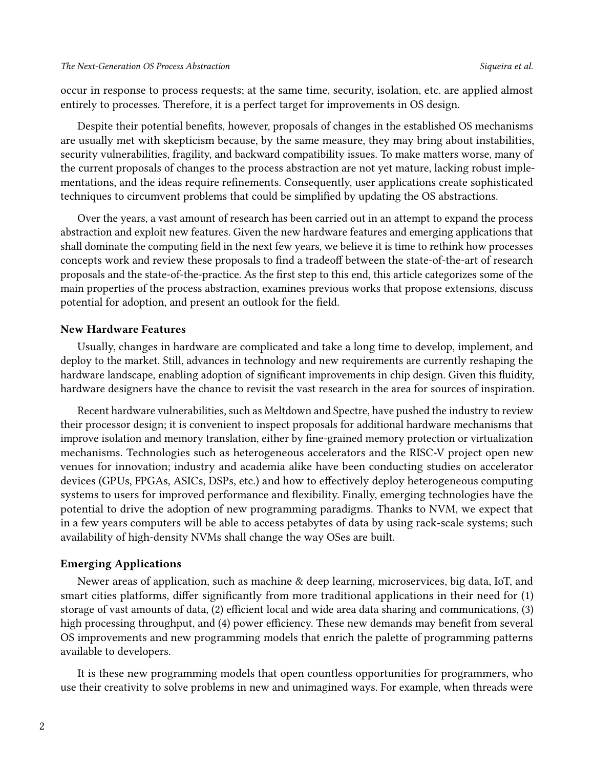occur in response to process requests; at the same time, security, isolation, etc. are applied almost entirely to processes. Therefore, it is a perfect target for improvements in OS design.

Despite their potential benefits, however, proposals of changes in the established OS mechanisms are usually met with skepticism because, by the same measure, they may bring about instabilities, security vulnerabilities, fragility, and backward compatibility issues. To make matters worse, many of the current proposals of changes to the process abstraction are not yet mature, lacking robust implementations, and the ideas require refinements. Consequently, user applications create sophisticated techniques to circumvent problems that could be simplified by updating the OS abstractions.

Over the years, a vast amount of research has been carried out in an attempt to expand the process abstraction and exploit new features. Given the new hardware features and emerging applications that shall dominate the computing field in the next few years, we believe it is time to rethink how processes concepts work and review these proposals to find a tradeoff between the state-of-the-art of research proposals and the state-of-the-practice. As the first step to this end, this article categorizes some of the main properties of the process abstraction, examines previous works that propose extensions, discuss potential for adoption, and present an outlook for the field.

### New Hardware Features

Usually, changes in hardware are complicated and take a long time to develop, implement, and deploy to the market. Still, advances in technology and new requirements are currently reshaping the hardware landscape, enabling adoption of significant improvements in chip design. Given this fluidity, hardware designers have the chance to revisit the vast research in the area for sources of inspiration.

Recent hardware vulnerabilities, such as Meltdown and Spectre, have pushed the industry to review their processor design; it is convenient to inspect proposals for additional hardware mechanisms that improve isolation and memory translation, either by fine-grained memory protection or virtualization mechanisms. Technologies such as heterogeneous accelerators and the RISC-V project open new venues for innovation; industry and academia alike have been conducting studies on accelerator devices (GPUs, FPGAs, ASICs, DSPs, etc.) and how to effectively deploy heterogeneous computing systems to users for improved performance and flexibility. Finally, emerging technologies have the potential to drive the adoption of new programming paradigms. Thanks to NVM, we expect that in a few years computers will be able to access petabytes of data by using rack-scale systems; such availability of high-density NVMs shall change the way OSes are built.

### Emerging Applications

Newer areas of application, such as machine & deep learning, microservices, big data, IoT, and smart cities platforms, differ significantly from more traditional applications in their need for (1) storage of vast amounts of data, (2) efficient local and wide area data sharing and communications, (3) high processing throughput, and (4) power efficiency. These new demands may benefit from several OS improvements and new programming models that enrich the palette of programming patterns available to developers.

It is these new programming models that open countless opportunities for programmers, who use their creativity to solve problems in new and unimagined ways. For example, when threads were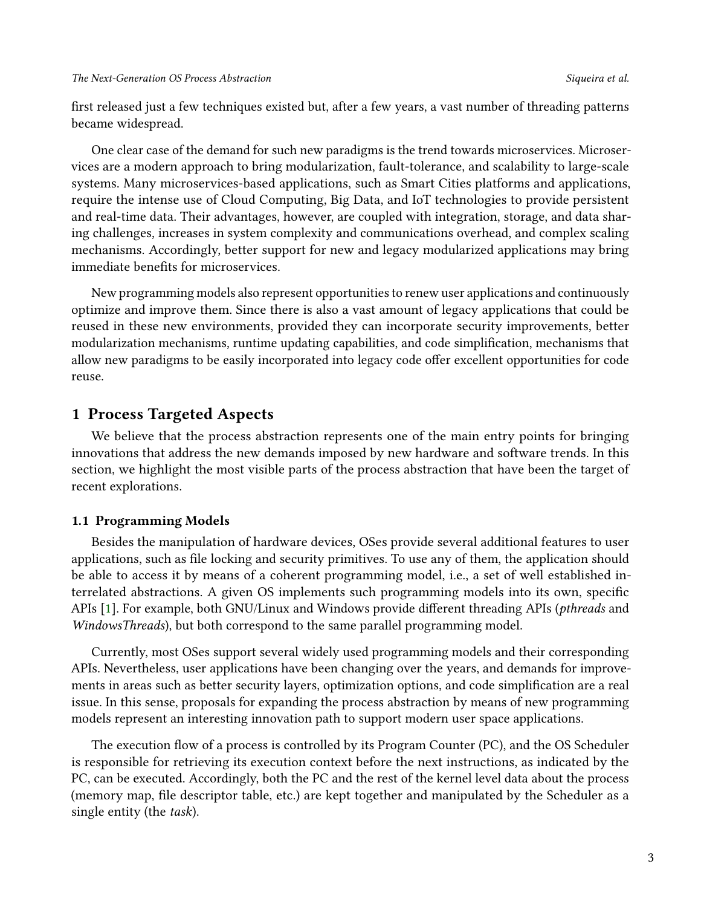first released just a few techniques existed but, after a few years, a vast number of threading patterns became widespread.

One clear case of the demand for such new paradigms is the trend towards microservices. Microservices are a modern approach to bring modularization, fault-tolerance, and scalability to large-scale systems. Many microservices-based applications, such as Smart Cities platforms and applications, require the intense use of Cloud Computing, Big Data, and IoT technologies to provide persistent and real-time data. Their advantages, however, are coupled with integration, storage, and data sharing challenges, increases in system complexity and communications overhead, and complex scaling mechanisms. Accordingly, better support for new and legacy modularized applications may bring immediate benefits for microservices.

New programming models also represent opportunities to renew user applications and continuously optimize and improve them. Since there is also a vast amount of legacy applications that could be reused in these new environments, provided they can incorporate security improvements, better modularization mechanisms, runtime updating capabilities, and code simplification, mechanisms that allow new paradigms to be easily incorporated into legacy code offer excellent opportunities for code reuse.

## 1 Process Targeted Aspects

We believe that the process abstraction represents one of the main entry points for bringing innovations that address the new demands imposed by new hardware and software trends. In this section, we highlight the most visible parts of the process abstraction that have been the target of recent explorations.

### 1.1 Programming Models

Besides the manipulation of hardware devices, OSes provide several additional features to user applications, such as file locking and security primitives. To use any of them, the application should be able to access it by means of a coherent programming model, i.e., a set of well established interrelated abstractions. A given OS implements such programming models into its own, specific APIs [1]. For example, both GNU/Linux and Windows provide different threading APIs (*pthreads* and *WindowsThreads*), but both correspond to the same parallel programming model.

Currently, most OSes support several widely used programming models and their corresponding APIs. Nevertheless, user applications have been changing over the years, and demands for improvements in areas such as better security layers, optimization options, and code simplification are a real issue. In this sense, proposals for expanding the process abstraction by means of new programming models represent an interesting innovation path to support modern user space applications.

The execution flow of a process is controlled by its Program Counter (PC), and the OS Scheduler is responsible for retrieving its execution context before the next instructions, as indicated by the PC, can be executed. Accordingly, both the PC and the rest of the kernel level data about the process (memory map, file descriptor table, etc.) are kept together and manipulated by the Scheduler as a single entity (the *task*).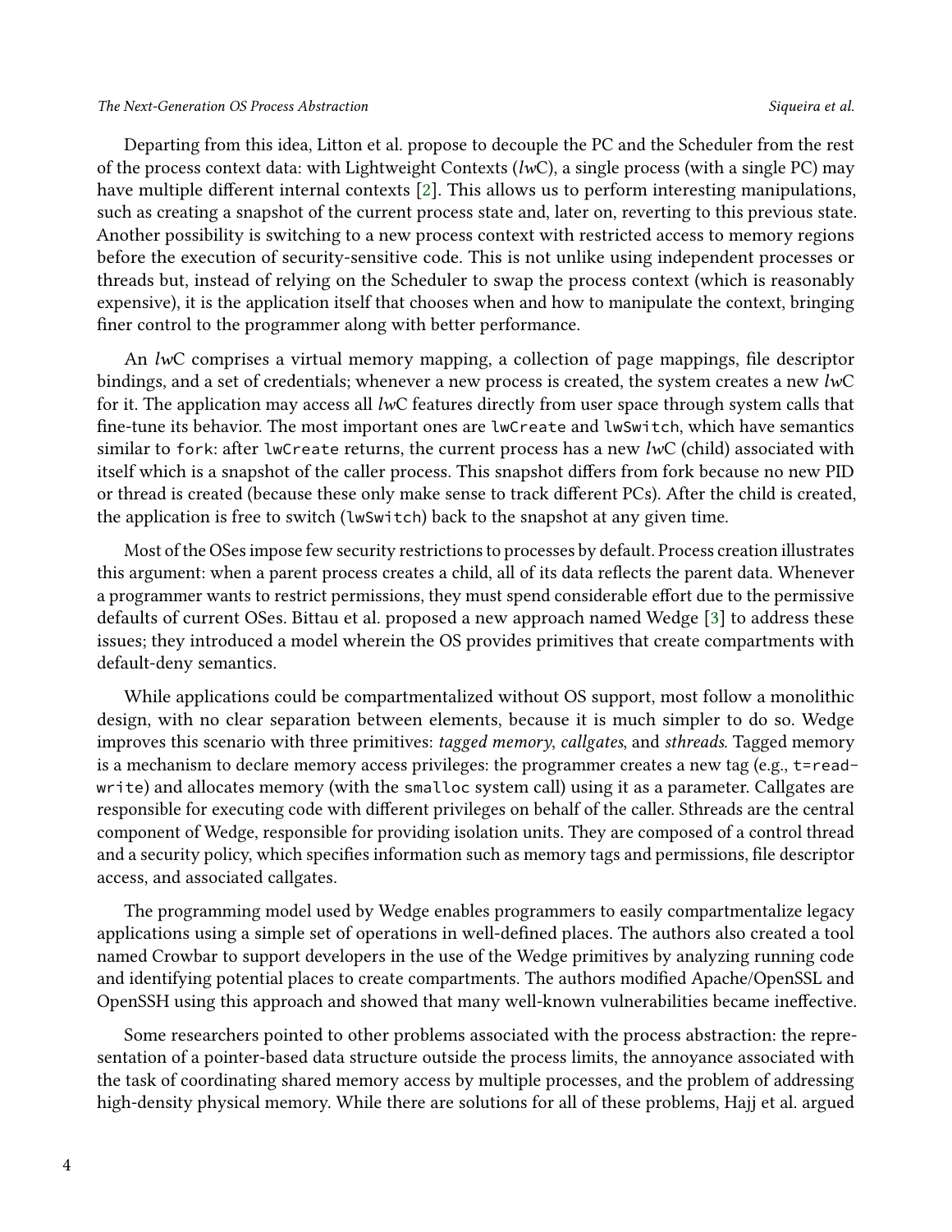Departing from this idea, Litton et al. propose to decouple the PC and the Scheduler from the rest of the process context data: with Lightweight Contexts (*lw*C), a single process (with a single PC) may have multiple different internal contexts [2]. This allows us to perform interesting manipulations, such as creating a snapshot of the current process state and, later on, reverting to this previous state. Another possibility is switching to a new process context with restricted access to memory regions before the execution of security-sensitive code. This is not unlike using independent processes or threads but, instead of relying on the Scheduler to swap the process context (which is reasonably expensive), it is the application itself that chooses when and how to manipulate the context, bringing finer control to the programmer along with better performance.

An *lw*C comprises a virtual memory mapping, a collection of page mappings, file descriptor bindings, and a set of credentials; whenever a new process is created, the system creates a new *lw*C for it. The application may access all *lw*C features directly from user space through system calls that fine-tune its behavior. The most important ones are `lwCreate` and `lwSwitch`, which have semantics similar to `fork`: after `lwCreate` returns, the current process has a new *lw*C (child) associated with itself which is a snapshot of the caller process. This snapshot differs from fork because no new PID or thread is created (because these only make sense to track different PCs). After the child is created, the application is free to switch (`lwSwitch`) back to the snapshot at any given time.

Most of the OSes impose few security restrictions to processes by default. Process creation illustrates this argument: when a parent process creates a child, all of its data reflects the parent data. Whenever a programmer wants to restrict permissions, they must spend considerable effort due to the permissive defaults of current OSes. Bittau et al. proposed a new approach named Wedge [3] to address these issues; they introduced a model wherein the OS provides primitives that create compartments with default-deny semantics.

While applications could be compartmentalized without OS support, most follow a monolithic design, with no clear separation between elements, because it is much simpler to do so. Wedge improves this scenario with three primitives: *tagged memory*, *callgates*, and *sthreads*. Tagged memory is a mechanism to declare memory access privileges: the programmer creates a new tag (e.g., `t=read-write`) and allocates memory (with the `smalloc` system call) using it as a parameter. Callgates are responsible for executing code with different privileges on behalf of the caller. Sthreads are the central component of Wedge, responsible for providing isolation units. They are composed of a control thread and a security policy, which specifies information such as memory tags and permissions, file descriptor access, and associated callgates.

The programming model used by Wedge enables programmers to easily compartmentalize legacy applications using a simple set of operations in well-defined places. The authors also created a tool named Crowbar to support developers in the use of the Wedge primitives by analyzing running code and identifying potential places to create compartments. The authors modified Apache/OpenSSL and OpenSSH using this approach and showed that many well-known vulnerabilities became ineffective.

Some researchers pointed to other problems associated with the process abstraction: the representation of a pointer-based data structure outside the process limits, the annoyance associated with the task of coordinating shared memory access by multiple processes, and the problem of addressing high-density physical memory. While there are solutions for all of these problems, Hajj et al. argued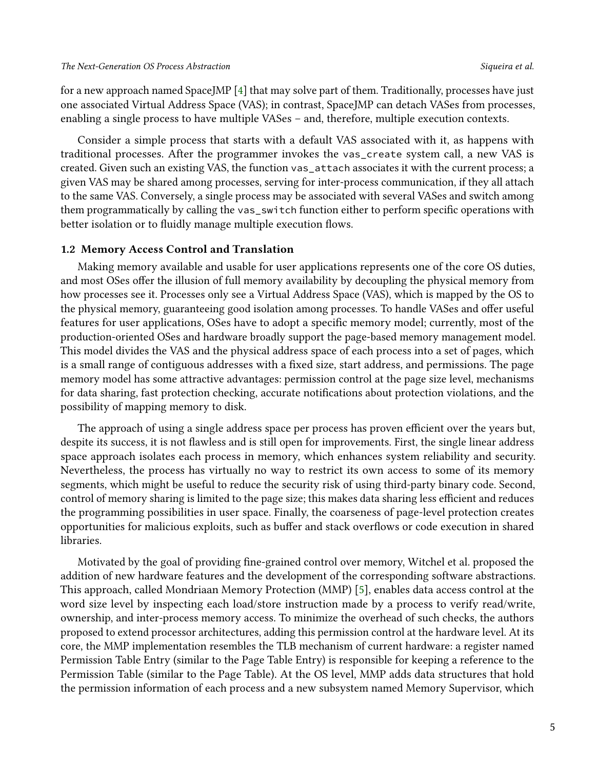for a new approach named SpaceJMP [4] that may solve part of them. Traditionally, processes have just one associated Virtual Address Space (VAS); in contrast, SpaceJMP can detach VASes from processes, enabling a single process to have multiple VASes – and, therefore, multiple execution contexts.

Consider a simple process that starts with a default VAS associated with it, as happens with traditional processes. After the programmer invokes the `vas_create` system call, a new VAS is created. Given such an existing VAS, the function `vas_attach` associates it with the current process; a given VAS may be shared among processes, serving for inter-process communication, if they all attach to the same VAS. Conversely, a single process may be associated with several VASes and switch among them programmatically by calling the `vas_switch` function either to perform specific operations with better isolation or to fluidly manage multiple execution flows.

### 1.2 Memory Access Control and Translation

Making memory available and usable for user applications represents one of the core OS duties, and most OSes offer the illusion of full memory availability by decoupling the physical memory from how processes see it. Processes only see a Virtual Address Space (VAS), which is mapped by the OS to the physical memory, guaranteeing good isolation among processes. To handle VASes and offer useful features for user applications, OSes have to adopt a specific memory model; currently, most of the production-oriented OSes and hardware broadly support the page-based memory management model. This model divides the VAS and the physical address space of each process into a set of pages, which is a small range of contiguous addresses with a fixed size, start address, and permissions. The page memory model has some attractive advantages: permission control at the page size level, mechanisms for data sharing, fast protection checking, accurate notifications about protection violations, and the possibility of mapping memory to disk.

The approach of using a single address space per process has proven efficient over the years but, despite its success, it is not flawless and is still open for improvements. First, the single linear address space approach isolates each process in memory, which enhances system reliability and security. Nevertheless, the process has virtually no way to restrict its own access to some of its memory segments, which might be useful to reduce the security risk of using third-party binary code. Second, control of memory sharing is limited to the page size; this makes data sharing less efficient and reduces the programming possibilities in user space. Finally, the coarseness of page-level protection creates opportunities for malicious exploits, such as buffer and stack overflows or code execution in shared libraries.

Motivated by the goal of providing fine-grained control over memory, Witchel et al. proposed the addition of new hardware features and the development of the corresponding software abstractions. This approach, called Mondriaan Memory Protection (MMP) [5], enables data access control at the word size level by inspecting each load/store instruction made by a process to verify read/write, ownership, and inter-process memory access. To minimize the overhead of such checks, the authors proposed to extend processor architectures, adding this permission control at the hardware level. At its core, the MMP implementation resembles the TLB mechanism of current hardware: a register named Permission Table Entry (similar to the Page Table Entry) is responsible for keeping a reference to the Permission Table (similar to the Page Table). At the OS level, MMP adds data structures that hold the permission information of each process and a new subsystem named Memory Supervisor, which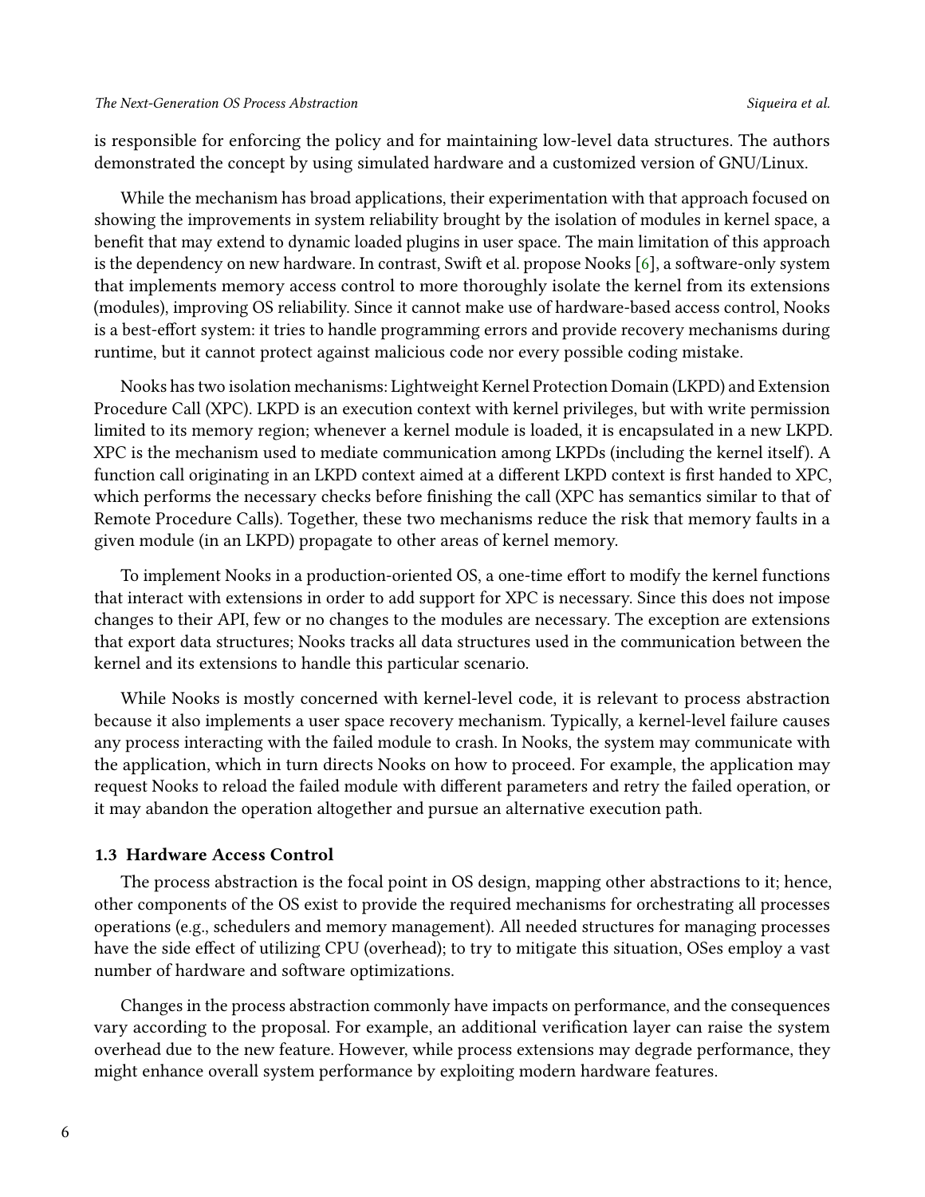is responsible for enforcing the policy and for maintaining low-level data structures. The authors demonstrated the concept by using simulated hardware and a customized version of GNU/Linux.

While the mechanism has broad applications, their experimentation with that approach focused on showing the improvements in system reliability brought by the isolation of modules in kernel space, a benefit that may extend to dynamic loaded plugins in user space. The main limitation of this approach is the dependency on new hardware. In contrast, Swift et al. propose Nooks [6], a software-only system that implements memory access control to more thoroughly isolate the kernel from its extensions (modules), improving OS reliability. Since it cannot make use of hardware-based access control, Nooks is a best-effort system: it tries to handle programming errors and provide recovery mechanisms during runtime, but it cannot protect against malicious code nor every possible coding mistake.

Nooks has two isolation mechanisms: Lightweight Kernel Protection Domain (LKPD) and Extension Procedure Call (XPC). LKPD is an execution context with kernel privileges, but with write permission limited to its memory region; whenever a kernel module is loaded, it is encapsulated in a new LKPD. XPC is the mechanism used to mediate communication among LKPDs (including the kernel itself). A function call originating in an LKPD context aimed at a different LKPD context is first handed to XPC, which performs the necessary checks before finishing the call (XPC has semantics similar to that of Remote Procedure Calls). Together, these two mechanisms reduce the risk that memory faults in a given module (in an LKPD) propagate to other areas of kernel memory.

To implement Nooks in a production-oriented OS, a one-time effort to modify the kernel functions that interact with extensions in order to add support for XPC is necessary. Since this does not impose changes to their API, few or no changes to the modules are necessary. The exception are extensions that export data structures; Nooks tracks all data structures used in the communication between the kernel and its extensions to handle this particular scenario.

While Nooks is mostly concerned with kernel-level code, it is relevant to process abstraction because it also implements a user space recovery mechanism. Typically, a kernel-level failure causes any process interacting with the failed module to crash. In Nooks, the system may communicate with the application, which in turn directs Nooks on how to proceed. For example, the application may request Nooks to reload the failed module with different parameters and retry the failed operation, or it may abandon the operation altogether and pursue an alternative execution path.

### 1.3 Hardware Access Control

The process abstraction is the focal point in OS design, mapping other abstractions to it; hence, other components of the OS exist to provide the required mechanisms for orchestrating all processes operations (e.g., schedulers and memory management). All needed structures for managing processes have the side effect of utilizing CPU (overhead); to try to mitigate this situation, OSes employ a vast number of hardware and software optimizations.

Changes in the process abstraction commonly have impacts on performance, and the consequences vary according to the proposal. For example, an additional verification layer can raise the system overhead due to the new feature. However, while process extensions may degrade performance, they might enhance overall system performance by exploiting modern hardware features.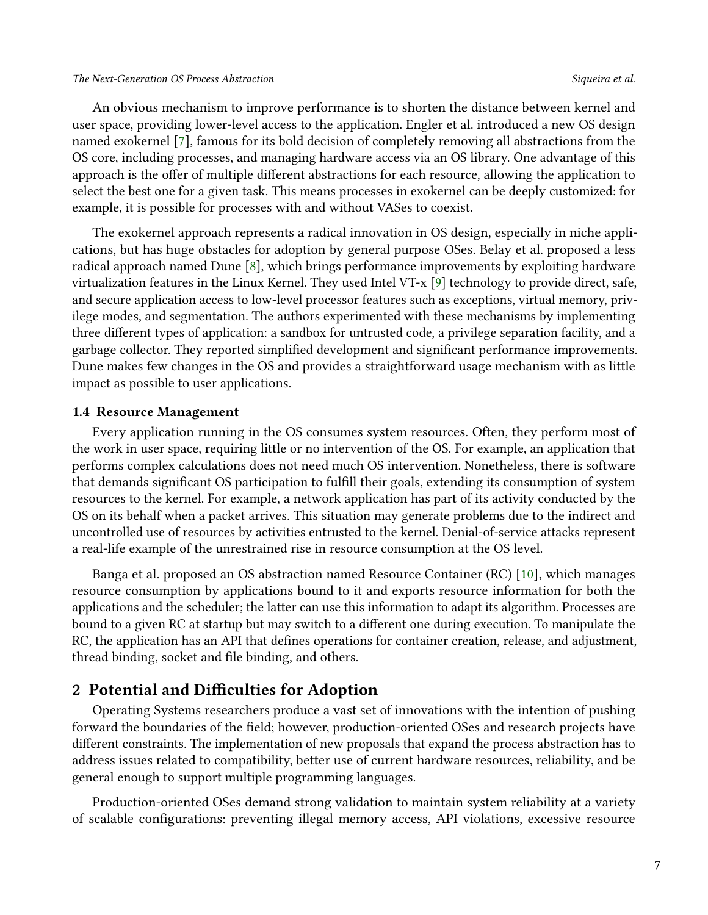An obvious mechanism to improve performance is to shorten the distance between kernel and user space, providing lower-level access to the application. Engler et al. introduced a new OS design named exokernel [7], famous for its bold decision of completely removing all abstractions from the OS core, including processes, and managing hardware access via an OS library. One advantage of this approach is the offer of multiple different abstractions for each resource, allowing the application to select the best one for a given task. This means processes in exokernel can be deeply customized: for example, it is possible for processes with and without VASes to coexist.

The exokernel approach represents a radical innovation in OS design, especially in niche applications, but has huge obstacles for adoption by general purpose OSes. Belay et al. proposed a less radical approach named Dune [8], which brings performance improvements by exploiting hardware virtualization features in the Linux Kernel. They used Intel VT-x [9] technology to provide direct, safe, and secure application access to low-level processor features such as exceptions, virtual memory, privilege modes, and segmentation. The authors experimented with these mechanisms by implementing three different types of application: a sandbox for untrusted code, a privilege separation facility, and a garbage collector. They reported simplified development and significant performance improvements. Dune makes few changes in the OS and provides a straightforward usage mechanism with as little impact as possible to user applications.

### 1.4 Resource Management

Every application running in the OS consumes system resources. Often, they perform most of the work in user space, requiring little or no intervention of the OS. For example, an application that performs complex calculations does not need much OS intervention. Nonetheless, there is software that demands significant OS participation to fulfill their goals, extending its consumption of system resources to the kernel. For example, a network application has part of its activity conducted by the OS on its behalf when a packet arrives. This situation may generate problems due to the indirect and uncontrolled use of resources by activities entrusted to the kernel. Denial-of-service attacks represent a real-life example of the unrestrained rise in resource consumption at the OS level.

Banga et al. proposed an OS abstraction named Resource Container (RC) [10], which manages resource consumption by applications bound to it and exports resource information for both the applications and the scheduler; the latter can use this information to adapt its algorithm. Processes are bound to a given RC at startup but may switch to a different one during execution. To manipulate the RC, the application has an API that defines operations for container creation, release, and adjustment, thread binding, socket and file binding, and others.

## 2 Potential and Difficulties for Adoption

Operating Systems researchers produce a vast set of innovations with the intention of pushing forward the boundaries of the field; however, production-oriented OSes and research projects have different constraints. The implementation of new proposals that expand the process abstraction has to address issues related to compatibility, better use of current hardware resources, reliability, and be general enough to support multiple programming languages.

Production-oriented OSes demand strong validation to maintain system reliability at a variety of scalable configurations: preventing illegal memory access, API violations, excessive resource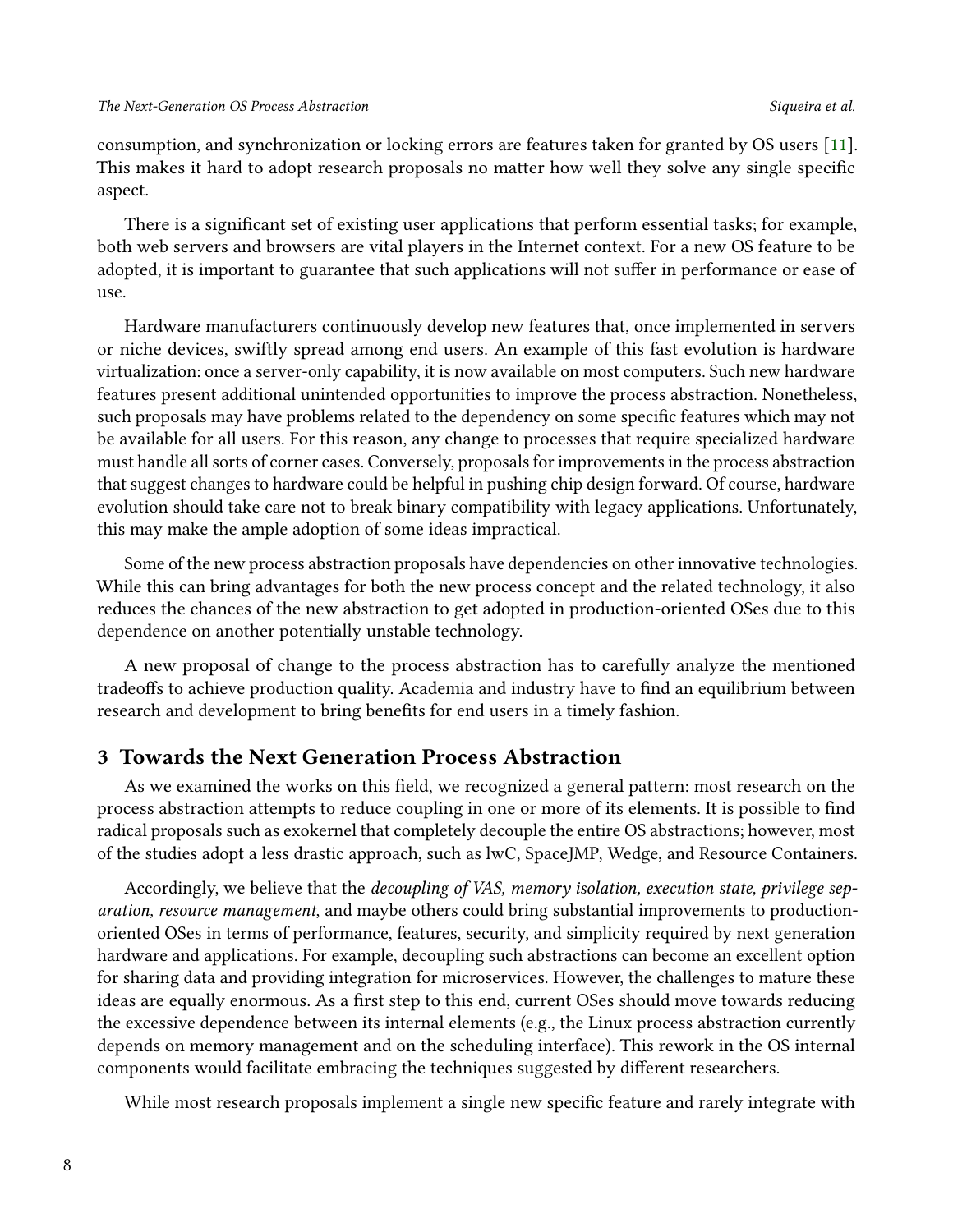consumption, and synchronization or locking errors are features taken for granted by OS users [11]. This makes it hard to adopt research proposals no matter how well they solve any single specific aspect.

There is a significant set of existing user applications that perform essential tasks; for example, both web servers and browsers are vital players in the Internet context. For a new OS feature to be adopted, it is important to guarantee that such applications will not suffer in performance or ease of use.

Hardware manufacturers continuously develop new features that, once implemented in servers or niche devices, swiftly spread among end users. An example of this fast evolution is hardware virtualization: once a server-only capability, it is now available on most computers. Such new hardware features present additional unintended opportunities to improve the process abstraction. Nonetheless, such proposals may have problems related to the dependency on some specific features which may not be available for all users. For this reason, any change to processes that require specialized hardware must handle all sorts of corner cases. Conversely, proposals for improvements in the process abstraction that suggest changes to hardware could be helpful in pushing chip design forward. Of course, hardware evolution should take care not to break binary compatibility with legacy applications. Unfortunately, this may make the ample adoption of some ideas impractical.

Some of the new process abstraction proposals have dependencies on other innovative technologies. While this can bring advantages for both the new process concept and the related technology, it also reduces the chances of the new abstraction to get adopted in production-oriented OSes due to this dependence on another potentially unstable technology.

A new proposal of change to the process abstraction has to carefully analyze the mentioned tradeoffs to achieve production quality. Academia and industry have to find an equilibrium between research and development to bring benefits for end users in a timely fashion.

## 3 Towards the Next Generation Process Abstraction

As we examined the works on this field, we recognized a general pattern: most research on the process abstraction attempts to reduce coupling in one or more of its elements. It is possible to find radical proposals such as exokernel that completely decouple the entire OS abstractions; however, most of the studies adopt a less drastic approach, such as lwC, SpaceJMP, Wedge, and Resource Containers.

Accordingly, we believe that the *decoupling of VAS, memory isolation, execution state, privilege separation, resource management*, and maybe others could bring substantial improvements to production-oriented OSes in terms of performance, features, security, and simplicity required by next generation hardware and applications. For example, decoupling such abstractions can become an excellent option for sharing data and providing integration for microservices. However, the challenges to mature these ideas are equally enormous. As a first step to this end, current OSes should move towards reducing the excessive dependence between its internal elements (e.g., the Linux process abstraction currently depends on memory management and on the scheduling interface). This rework in the OS internal components would facilitate embracing the techniques suggested by different researchers.

While most research proposals implement a single new specific feature and rarely integrate with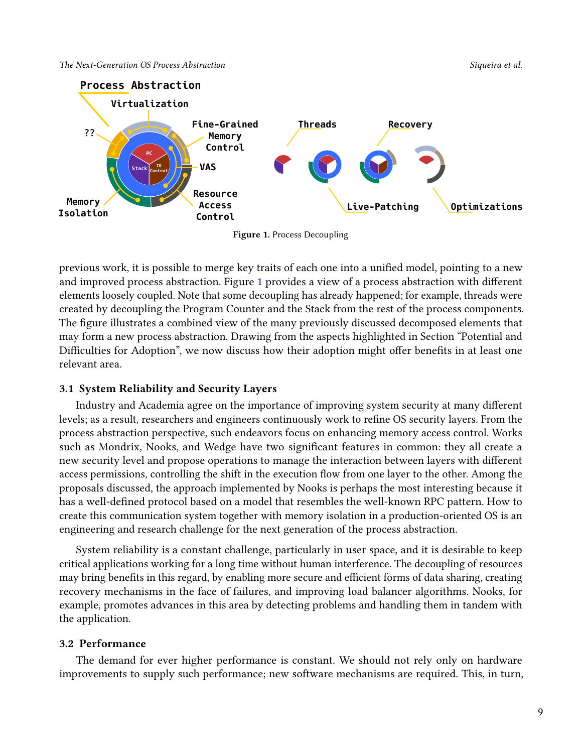Figure 1. Process Decoupling

previous work, it is possible to merge key traits of each one into a unified model, pointing to a new and improved process abstraction. Figure 1 provides a view of a process abstraction with different elements loosely coupled. Note that some decoupling has already happened; for example, threads were created by decoupling the Program Counter and the Stack from the rest of the process components. The figure illustrates a combined view of the many previously discussed decomposed elements that may form a new process abstraction. Drawing from the aspects highlighted in Section "Potential and Difficulties for Adoption", we now discuss how their adoption might offer benefits in at least one relevant area.

### 3.1 System Reliability and Security Layers

Industry and Academia agree on the importance of improving system security at many different levels; as a result, researchers and engineers continuously work to refine OS security layers. From the process abstraction perspective, such endeavors focus on enhancing memory access control. Works such as Mondrix, Nooks, and Wedge have two significant features in common: they all create a new security level and propose operations to manage the interaction between layers with different access permissions, controlling the shift in the execution flow from one layer to the other. Among the proposals discussed, the approach implemented by Nooks is perhaps the most interesting because it has a well-defined protocol based on a model that resembles the well-known RPC pattern. How to create this communication system together with memory isolation in a production-oriented OS is an engineering and research challenge for the next generation of the process abstraction.

System reliability is a constant challenge, particularly in user space, and it is desirable to keep critical applications working for a long time without human interference. The decoupling of resources may bring benefits in this regard, by enabling more secure and efficient forms of data sharing, creating recovery mechanisms in the face of failures, and improving load balancer algorithms. Nooks, for example, promotes advances in this area by detecting problems and handling them in tandem with the application.

### 3.2 Performance

The demand for ever higher performance is constant. We should not rely only on hardware improvements to supply such performance; new software mechanisms are required. This, in turn,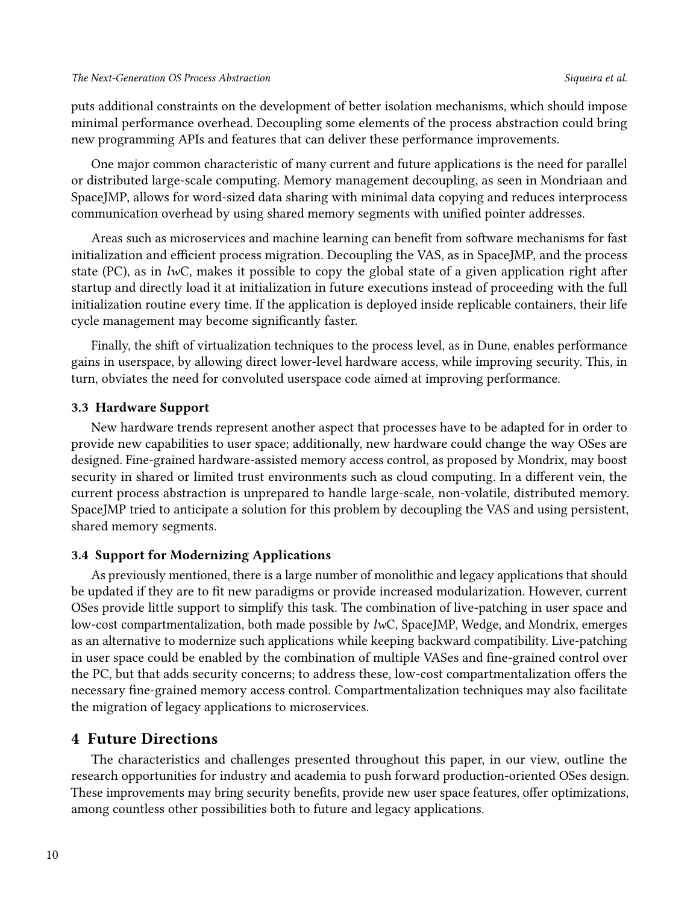puts additional constraints on the development of better isolation mechanisms, which should impose minimal performance overhead. Decoupling some elements of the process abstraction could bring new programming APIs and features that can deliver these performance improvements.

One major common characteristic of many current and future applications is the need for parallel or distributed large-scale computing. Memory management decoupling, as seen in Mondriaan and SpaceJMP, allows for word-sized data sharing with minimal data copying and reduces interprocess communication overhead by using shared memory segments with unified pointer addresses.

Areas such as microservices and machine learning can benefit from software mechanisms for fast initialization and efficient process migration. Decoupling the VAS, as in SpaceJMP, and the process state (PC), as in *lw*C, makes it possible to copy the global state of a given application right after startup and directly load it at initialization in future executions instead of proceeding with the full initialization routine every time. If the application is deployed inside replicable containers, their life cycle management may become significantly faster.

Finally, the shift of virtualization techniques to the process level, as in Dune, enables performance gains in userspace, by allowing direct lower-level hardware access, while improving security. This, in turn, obviates the need for convoluted userspace code aimed at improving performance.

### 3.3 Hardware Support

New hardware trends represent another aspect that processes have to be adapted for in order to provide new capabilities to user space; additionally, new hardware could change the way OSes are designed. Fine-grained hardware-assisted memory access control, as proposed by Mondrix, may boost security in shared or limited trust environments such as cloud computing. In a different vein, the current process abstraction is unprepared to handle large-scale, non-volatile, distributed memory. SpaceJMP tried to anticipate a solution for this problem by decoupling the VAS and using persistent, shared memory segments.

### 3.4 Support for Modernizing Applications

As previously mentioned, there is a large number of monolithic and legacy applications that should be updated if they are to fit new paradigms or provide increased modularization. However, current OSes provide little support to simplify this task. The combination of live-patching in user space and low-cost compartmentalization, both made possible by *lw*C, SpaceJMP, Wedge, and Mondrix, emerges as an alternative to modernize such applications while keeping backward compatibility. Live-patching in user space could be enabled by the combination of multiple VASes and fine-grained control over the PC, but that adds security concerns; to address these, low-cost compartmentalization offers the necessary fine-grained memory access control. Compartmentalization techniques may also facilitate the migration of legacy applications to microservices.

## 4 Future Directions

The characteristics and challenges presented throughout this paper, in our view, outline the research opportunities for industry and academia to push forward production-oriented OSes design. These improvements may bring security benefits, provide new user space features, offer optimizations, among countless other possibilities both to future and legacy applications.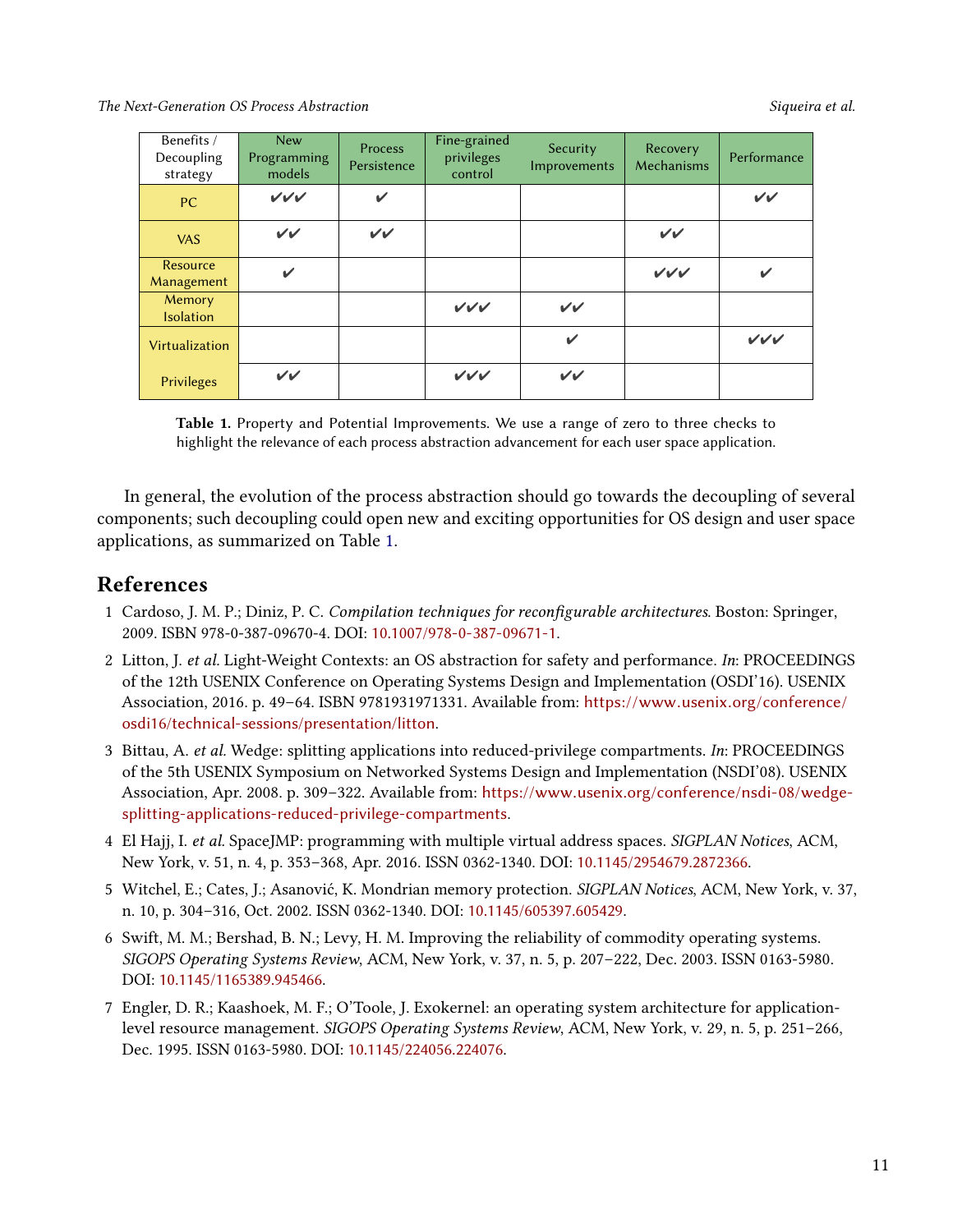| Benefits / Decoupling strategy | New Programming models | Process Persistence | Fine-grained privileges control | Security Improvements | Recovery Mechanisms | Performance |
|---|---|---|---|---|---|---|
| PC | ✔✔✔ | ✔ | | | | ✔✔ |
| VAS | ✔✔ | ✔✔ | | | ✔✔ | |
| Resource Management | ✔ | | | | ✔✔✔ | ✔ |
| Memory Isolation | | | ✔✔✔ | ✔✔ | | |
| Virtualization | | | | ✔ | | ✔✔✔ |
| Privileges | ✔✔ | | ✔✔✔ | ✔✔ | | |

**Table 1.** Property and Potential Improvements. We use a range of zero to three checks to highlight the relevance of each process abstraction advancement for each user space application.

In general, the evolution of the process abstraction should go towards the decoupling of several components; such decoupling could open new and exciting opportunities for OS design and user space applications, as summarized on Table 1.

## References

1 Cardoso, J. M. P.; Diniz, P. C. *Compilation techniques for reconfigurable architectures*. Boston: Springer, 2009. ISBN 978-0-387-09670-4. DOI: 10.1007/978-0-387-09671-1.

2 Litton, J. *et al.* Light-Weight Contexts: an OS abstraction for safety and performance. *In*: PROCEEDINGS of the 12th USENIX Conference on Operating Systems Design and Implementation (OSDI'16). USENIX Association, 2016. p. 49–64. ISBN 9781931971331. Available from: https://www.usenix.org/conference/osdi16/technical-sessions/presentation/litton.

3 Bittau, A. *et al.* Wedge: splitting applications into reduced-privilege compartments. *In*: PROCEEDINGS of the 5th USENIX Symposium on Networked Systems Design and Implementation (NSDI'08). USENIX Association, Apr. 2008. p. 309–322. Available from: https://www.usenix.org/conference/nsdi-08/wedge-splitting-applications-reduced-privilege-compartments.

4 El Hajj, I. *et al.* SpaceJMP: programming with multiple virtual address spaces. *SIGPLAN Notices*, ACM, New York, v. 51, n. 4, p. 353–368, Apr. 2016. ISSN 0362-1340. DOI: 10.1145/2954679.2872366.

5 Witchel, E.; Cates, J.; Asanović, K. Mondrian memory protection. *SIGPLAN Notices*, ACM, New York, v. 37, n. 10, p. 304–316, Oct. 2002. ISSN 0362-1340. DOI: 10.1145/605397.605429.

6 Swift, M. M.; Bershad, B. N.; Levy, H. M. Improving the reliability of commodity operating systems. *SIGOPS Operating Systems Review*, ACM, New York, v. 37, n. 5, p. 207–222, Dec. 2003. ISSN 0163-5980. DOI: 10.1145/1165389.945466.

7 Engler, D. R.; Kaashoek, M. F.; O'Toole, J. Exokernel: an operating system architecture for application-level resource management. *SIGOPS Operating Systems Review*, ACM, New York, v. 29, n. 5, p. 251–266, Dec. 1995. ISSN 0163-5980. DOI: 10.1145/224056.224076.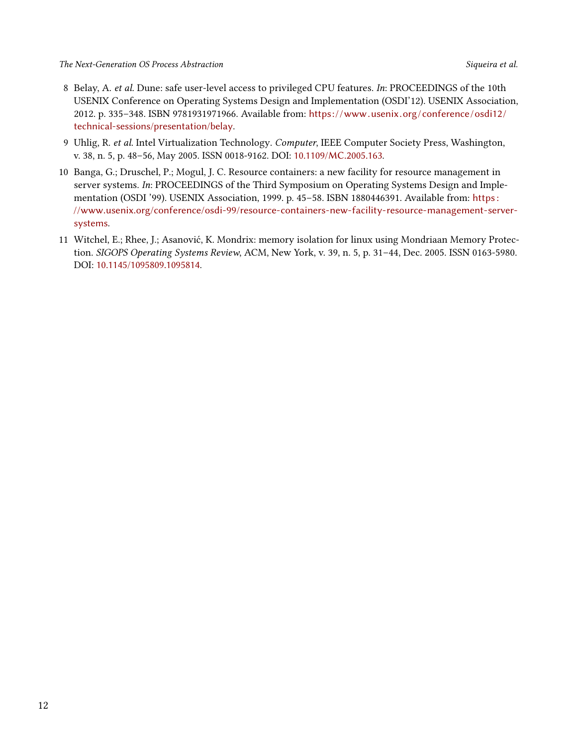8 Belay, A. *et al.* Dune: safe user-level access to privileged CPU features. *In*: PROCEEDINGS of the 10th USENIX Conference on Operating Systems Design and Implementation (OSDI'12). USENIX Association, 2012. p. 335–348. ISBN 9781931971966. Available from: https://www.usenix.org/conference/osdi12/technical-sessions/presentation/belay.

9 Uhlig, R. *et al.* Intel Virtualization Technology. *Computer*, IEEE Computer Society Press, Washington, v. 38, n. 5, p. 48–56, May 2005. ISSN 0018-9162. DOI: 10.1109/MC.2005.163.

10 Banga, G.; Druschel, P.; Mogul, J. C. Resource containers: a new facility for resource management in server systems. *In*: PROCEEDINGS of the Third Symposium on Operating Systems Design and Implementation (OSDI '99). USENIX Association, 1999. p. 45–58. ISBN 1880446391. Available from: https://www.usenix.org/conference/osdi-99/resource-containers-new-facility-resource-management-server-systems.

11 Witchel, E.; Rhee, J.; Asanović, K. Mondrix: memory isolation for linux using Mondriaan Memory Protection. *SIGOPS Operating Systems Review*, ACM, New York, v. 39, n. 5, p. 31–44, Dec. 2005. ISSN 0163-5980. DOI: 10.1145/1095809.1095814.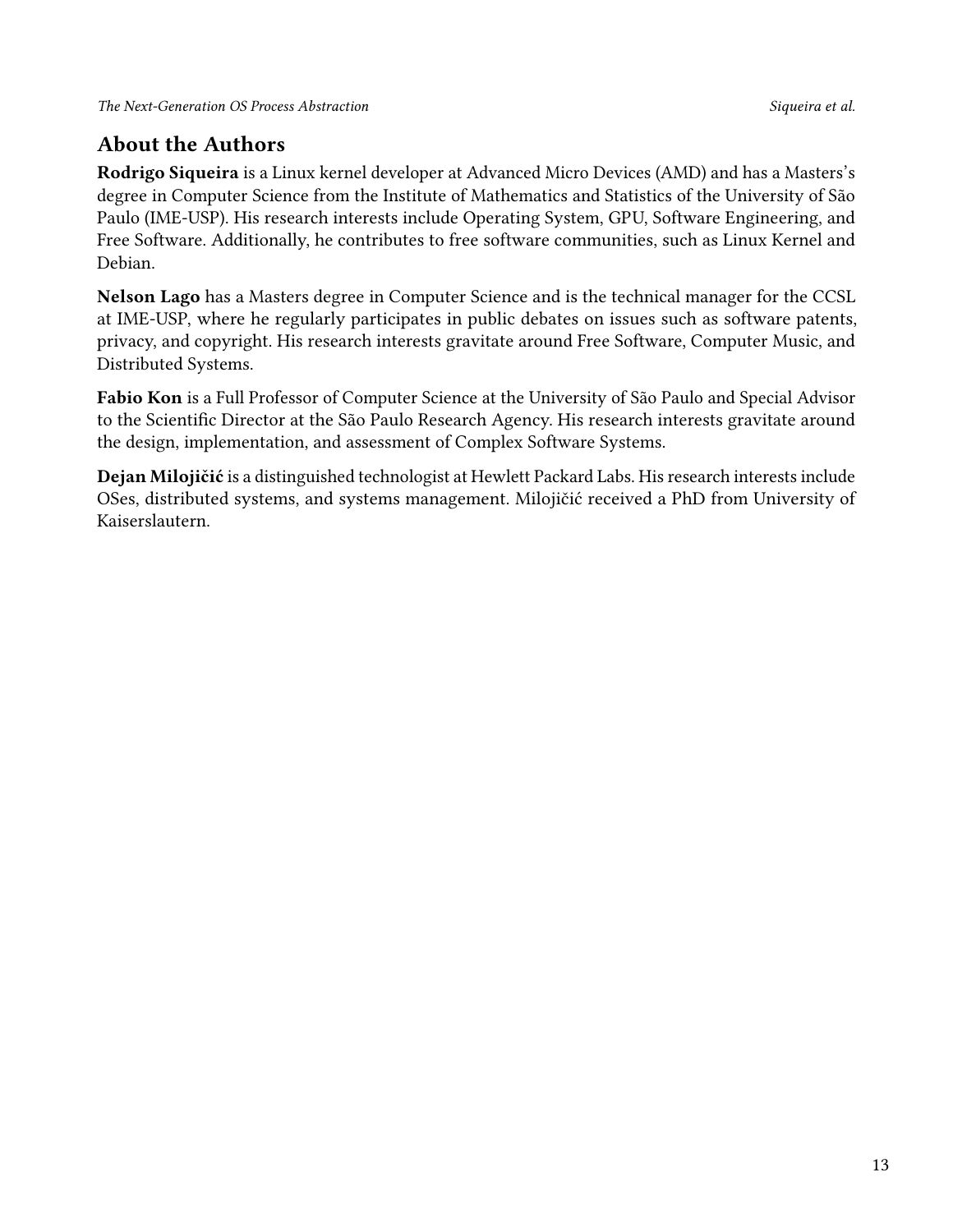## About the Authors

**Rodrigo Siqueira** is a Linux kernel developer at Advanced Micro Devices (AMD) and has a Masters's degree in Computer Science from the Institute of Mathematics and Statistics of the University of São Paulo (IME-USP). His research interests include Operating System, GPU, Software Engineering, and Free Software. Additionally, he contributes to free software communities, such as Linux Kernel and Debian.

**Nelson Lago** has a Masters degree in Computer Science and is the technical manager for the CCSL at IME-USP, where he regularly participates in public debates on issues such as software patents, privacy, and copyright. His research interests gravitate around Free Software, Computer Music, and Distributed Systems.

**Fabio Kon** is a Full Professor of Computer Science at the University of São Paulo and Special Advisor to the Scientific Director at the São Paulo Research Agency. His research interests gravitate around the design, implementation, and assessment of Complex Software Systems.

**Dejan Milojičić** is a distinguished technologist at Hewlett Packard Labs. His research interests include OSes, distributed systems, and systems management. Milojičić received a PhD from University of Kaiserslautern.